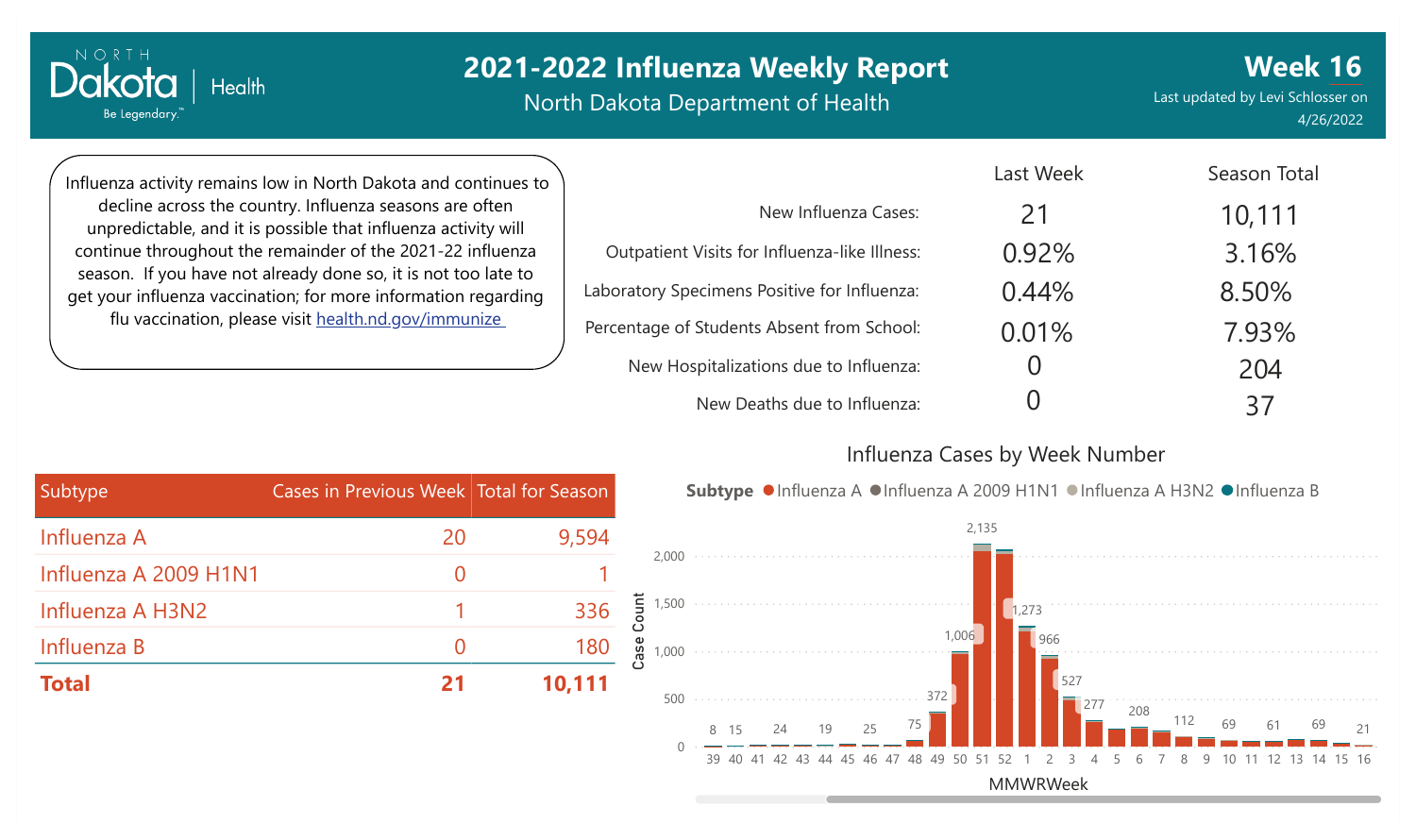NORTH Dakota | Health

Be Legendary.

# 2021-2022 Influenza Weekly Report

North Dakota Department of Health

## Week 16

Last updated by Levi Schlosser on 4/26/2022

Influenza activity remains low in North Dakota and continues to decline across the country. Influenza seasons are often unpredictable, and it is possible that influenza activity will continue throughout the remainder of the 2021-22 influenza season. If you have not already done so, it is not too late to get your influenza vaccination; for more information regarding flu vaccination, please visit health.nd.gov/immunize

| | Last Week | Season Total |
|---|---|---|
| New Influenza Cases: | 21 | 10,111 |
| Outpatient Visits for Influenza-like Illness: | 0.92% | 3.16% |
| Laboratory Specimens Positive for Influenza: | 0.44% | 8.50% |
| Percentage of Students Absent from School: | 0.01% | 7.93% |
| New Hospitalizations due to Influenza: | 0 | 204 |
| New Deaths due to Influenza: | 0 | 37 |

| Subtype | Cases in Previous Week | Total for Season |
|---|---|---|
| Influenza A | 20 | 9,594 |
| Influenza A 2009 H1N1 | 0 | 1 |
| Influenza A H3N2 | 1 | 336 |
| Influenza B | 0 | 180 |
| **Total** | **21** | **10,111** |

### Influenza Cases by Week Number

Subtype: Influenza A, Influenza A 2009 H1N1, Influenza A H3N2, Influenza B

| MMWRWeek | 39 | 40 | 41 | 42 | 43 | 44 | 45 | 46 | 47 | 48 | 49 | 50 | 51 | 52 | 1 | 2 | 3 | 4 | 5 | 6 | 7 | 8 | 9 | 10 | 11 | 12 | 13 | 14 | 15 | 16 |
|---|---|---|---|---|---|---|---|---|---|---|---|---|---|---|---|---|---|---|---|---|---|---|---|---|---|---|---|---|---|---|
| Case Count | 8 | 15 | | 24 | | 19 | | 25 | | 75 | 372 | 1,006 | 2,135 | | 1,273 | 966 | 527 | 277 | | 208 | | 112 | | 69 | | 61 | | 69 | | 21 |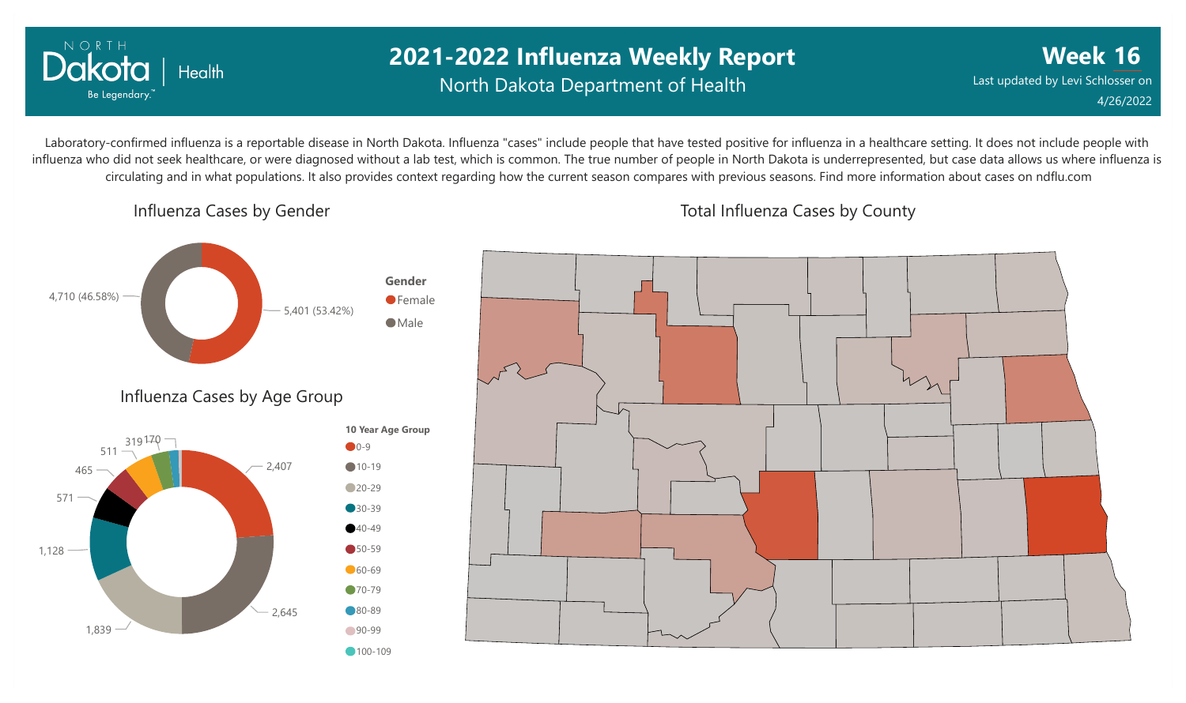# 2021-2022 Influenza Weekly Report

North Dakota Department of Health

**Week 16**

Last updated by Levi Schlosser on 4/26/2022

Laboratory-confirmed influenza is a reportable disease in North Dakota. Influenza "cases" include people that have tested positive for influenza in a healthcare setting. It does not include people with influenza who did not seek healthcare, or were diagnosed without a lab test, which is common. The true number of people in North Dakota is underrepresented, but case data allows us where influenza is circulating and in what populations. It also provides context regarding how the current season compares with previous seasons. Find more information about cases on ndflu.com

## Influenza Cases by Gender

| Gender | Cases |
| --- | --- |
| Female | 5,401 (53.42%) |
| Male | 4,710 (46.58%) |

## Influenza Cases by Age Group

| 10 Year Age Group | Cases |
| --- | --- |
| 0-9 | 2,407 |
| 10-19 | 2,645 |
| 20-29 | 1,839 |
| 30-39 | 1,128 |
| 40-49 | 571 |
| 50-59 | 465 |
| 60-69 | 511 |
| 70-79 | 319 |
| 80-89 | 170 |
| 90-99 | |
| 100-109 | |

## Total Influenza Cases by County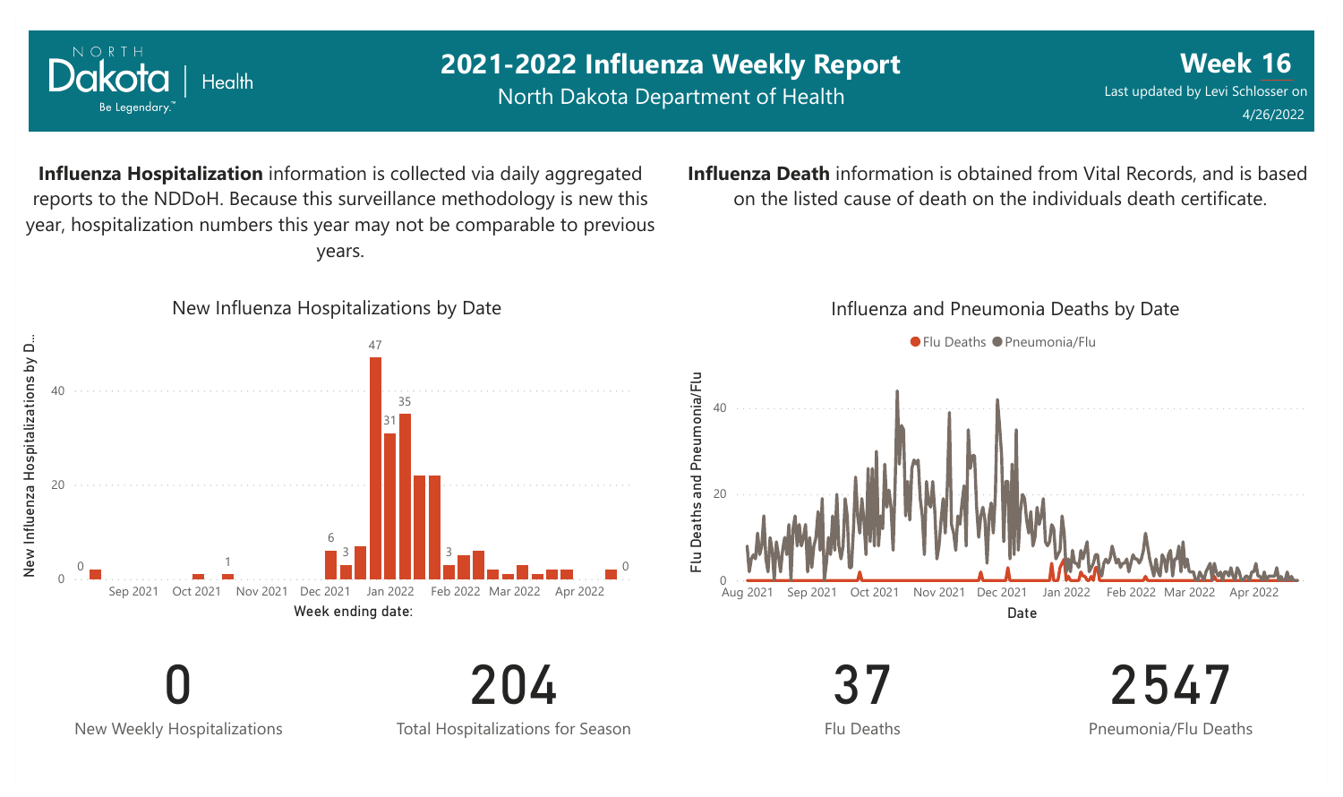# 2021-2022 Influenza Weekly Report

North Dakota Department of Health

**Week 16**

Last updated by Levi Schlosser on 4/26/2022

**Influenza Hospitalization** information is collected via daily aggregated reports to the NDDoH. Because this surveillance methodology is new this year, hospitalization numbers this year may not be comparable to previous years.

**Influenza Death** information is obtained from Vital Records, and is based on the listed cause of death on the individuals death certificate.

New Influenza Hospitalizations by Date

Influenza and Pneumonia Deaths by Date

0

New Weekly Hospitalizations

204

Total Hospitalizations for Season

37

Flu Deaths

2547

Pneumonia/Flu Deaths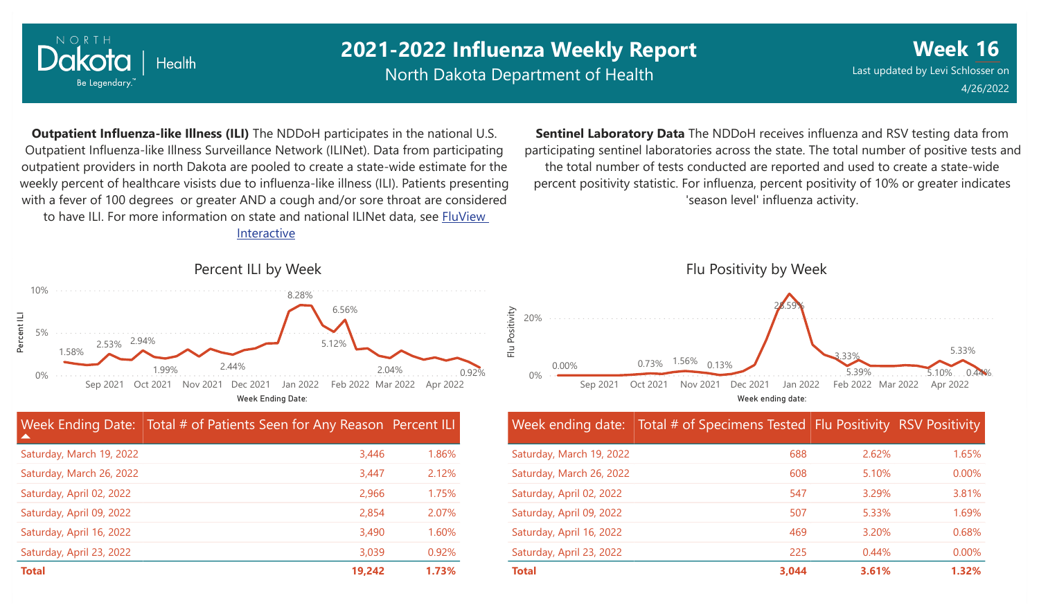# 2021-2022 Influenza Weekly Report

North Dakota Department of Health

**Week 16**

Last updated by Levi Schlosser on 4/26/2022

**Outpatient Influenza-like Illness (ILI)** The NDDoH participates in the national U.S. Outpatient Influenza-like Illness Surveillance Network (ILINet). Data from participating outpatient providers in north Dakota are pooled to create a state-wide estimate for the weekly percent of healthcare visists due to influenza-like illness (ILI). Patients presenting with a fever of 100 degrees or greater AND a cough and/or sore throat are considered to have ILI. For more information on state and national ILINet data, see FluView Interactive

**Sentinel Laboratory Data** The NDDoH receives influenza and RSV testing data from participating sentinel laboratories across the state. The total number of positive tests and the total number of tests conducted are reported and used to create a state-wide percent positivity statistic. For influenza, percent positivity of 10% or greater indicates 'season level' influenza activity.

## Percent ILI by Week

| Week Ending Date: | Total # of Patients Seen for Any Reason | Percent ILI |
|---|---|---|
| Saturday, March 19, 2022 | 3,446 | 1.86% |
| Saturday, March 26, 2022 | 3,447 | 2.12% |
| Saturday, April 02, 2022 | 2,966 | 1.75% |
| Saturday, April 09, 2022 | 2,854 | 2.07% |
| Saturday, April 16, 2022 | 3,490 | 1.60% |
| Saturday, April 23, 2022 | 3,039 | 0.92% |
| **Total** | **19,242** | **1.73%** |

## Flu Positivity by Week

| Week ending date: | Total # of Specimens Tested | Flu Positivity | RSV Positivity |
|---|---|---|---|
| Saturday, March 19, 2022 | 688 | 2.62% | 1.65% |
| Saturday, March 26, 2022 | 608 | 5.10% | 0.00% |
| Saturday, April 02, 2022 | 547 | 3.29% | 3.81% |
| Saturday, April 09, 2022 | 507 | 5.33% | 1.69% |
| Saturday, April 16, 2022 | 469 | 3.20% | 0.68% |
| Saturday, April 23, 2022 | 225 | 0.44% | 0.00% |
| **Total** | **3,044** | **3.61%** | **1.32%** |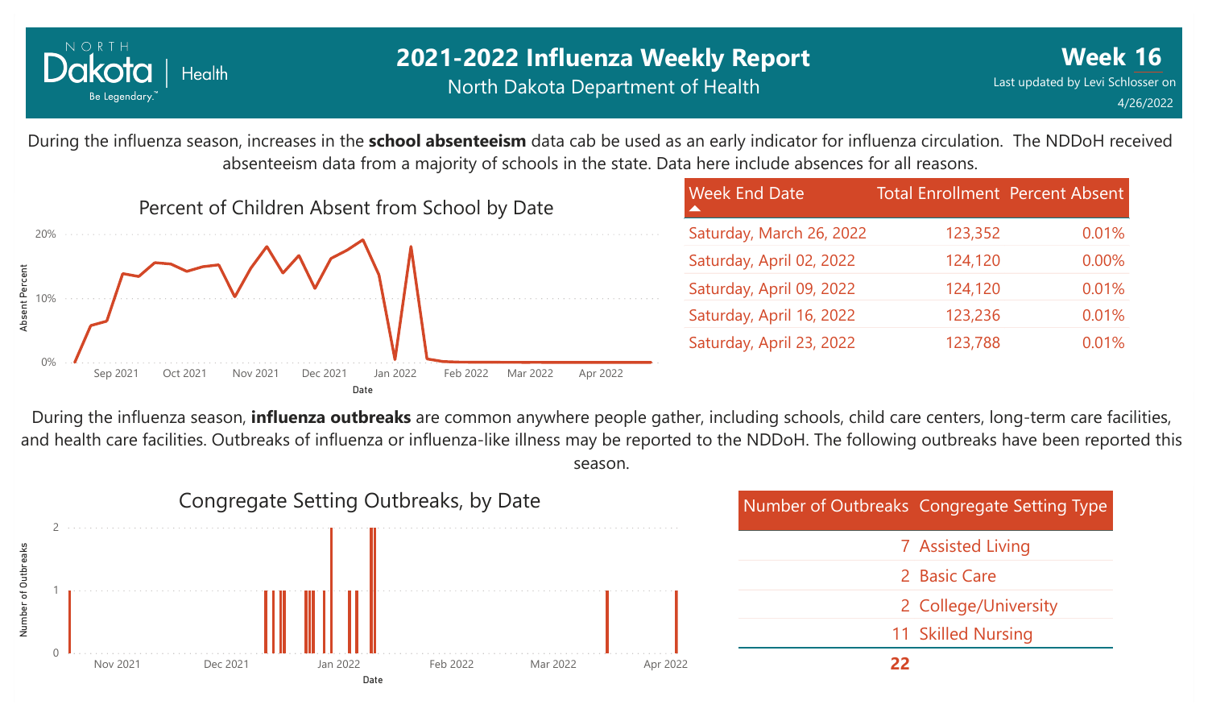# 2021-2022 Influenza Weekly Report

North Dakota Department of Health

**Week 16**

Last updated by Levi Schlosser on 4/26/2022

During the influenza season, increases in the **school absenteeism** data cab be used as an early indicator for influenza circulation. The NDDoH received absenteeism data from a majority of schools in the state. Data here include absences for all reasons.

Percent of Children Absent from School by Date

| Week End Date | Total Enrollment | Percent Absent |
|---|---|---|
| Saturday, March 26, 2022 | 123,352 | 0.01% |
| Saturday, April 02, 2022 | 124,120 | 0.00% |
| Saturday, April 09, 2022 | 124,120 | 0.01% |
| Saturday, April 16, 2022 | 123,236 | 0.01% |
| Saturday, April 23, 2022 | 123,788 | 0.01% |

During the influenza season, **influenza outbreaks** are common anywhere people gather, including schools, child care centers, long-term care facilities, and health care facilities. Outbreaks of influenza or influenza-like illness may be reported to the NDDoH. The following outbreaks have been reported this season.

Congregate Setting Outbreaks, by Date

| Number of Outbreaks | Congregate Setting Type |
|---|---|
| 7 | Assisted Living |
| 2 | Basic Care |
| 2 | College/University |
| 11 | Skilled Nursing |
| **22** | |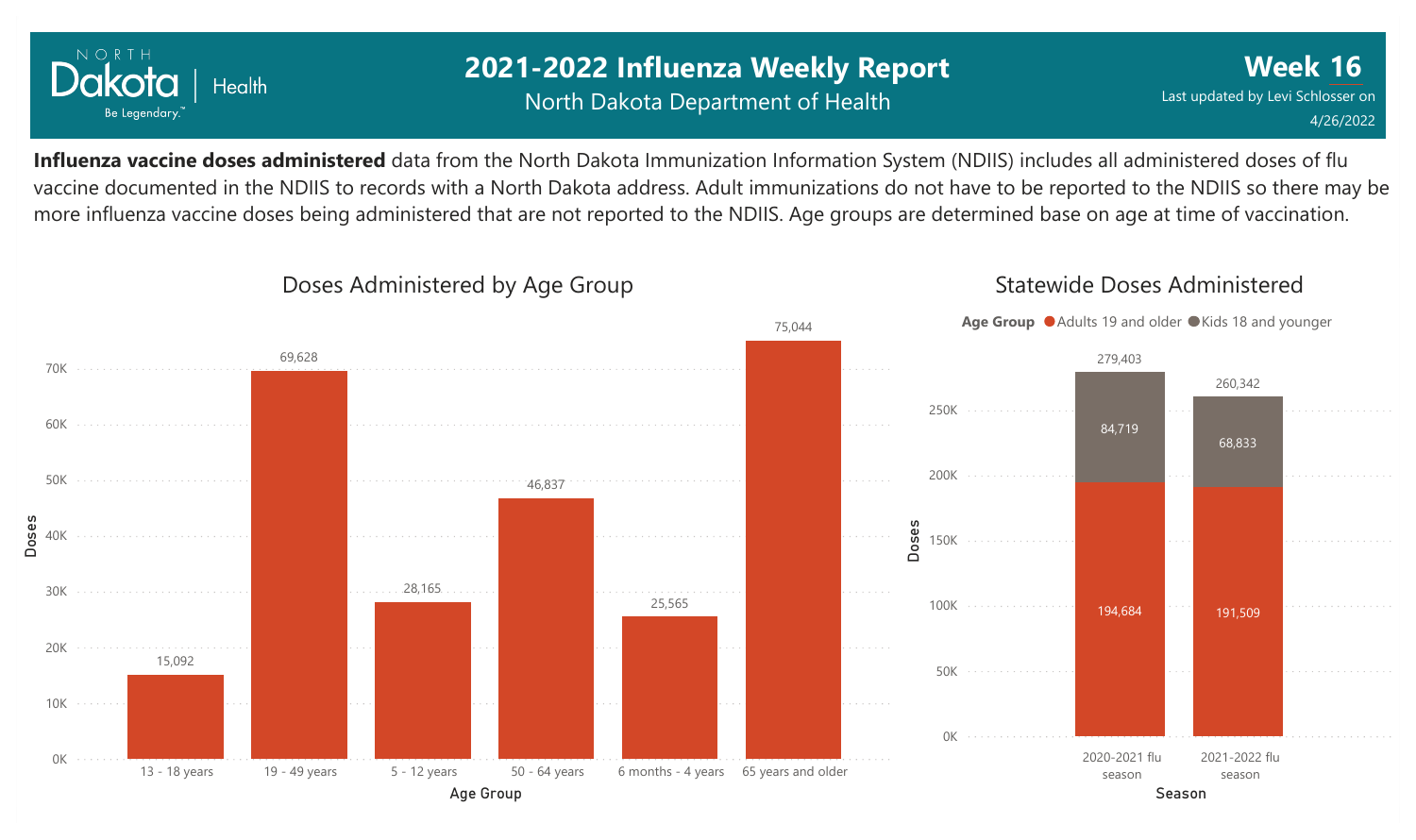# 2021-2022 Influenza Weekly Report

North Dakota Department of Health

**Week 16**

Last updated by Levi Schlosser on 4/26/2022

**Influenza vaccine doses administered** data from the North Dakota Immunization Information System (NDIIS) includes all administered doses of flu vaccine documented in the NDIIS to records with a North Dakota address. Adult immunizations do not have to be reported to the NDIIS so there may be more influenza vaccine doses being administered that are not reported to the NDIIS. Age groups are determined base on age at time of vaccination.

## Doses Administered by Age Group

| Age Group | Doses |
|---|---|
| 13 - 18 years | 15,092 |
| 19 - 49 years | 69,628 |
| 5 - 12 years | 28,165 |
| 50 - 64 years | 46,837 |
| 6 months - 4 years | 25,565 |
| 65 years and older | 75,044 |

## Statewide Doses Administered

| Season | Adults 19 and older | Kids 18 and younger | Total |
|---|---|---|---|
| 2020-2021 flu season | 194,684 | 84,719 | 279,403 |
| 2021-2022 flu season | 191,509 | 68,833 | 260,342 |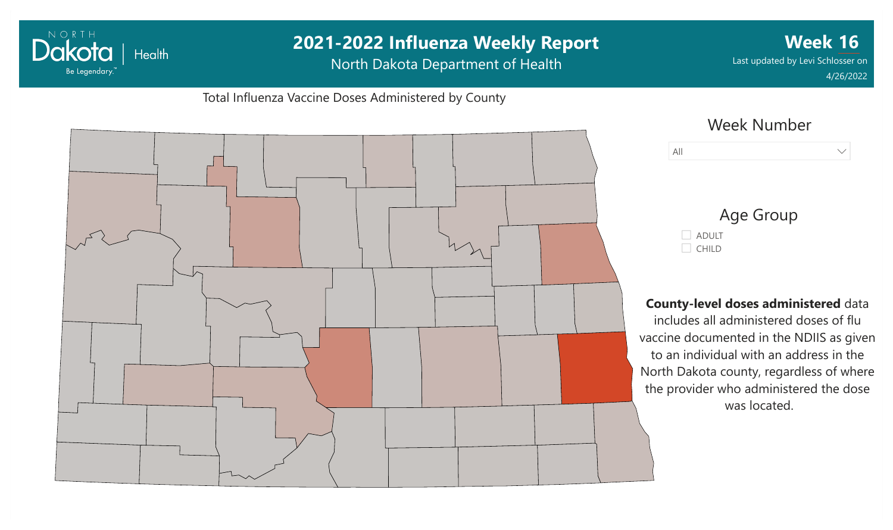# 2021-2022 Influenza Weekly Report

North Dakota Department of Health

**Week 16**

Last updated by Levi Schlosser on 4/26/2022

Total Influenza Vaccine Doses Administered by County

Week Number

All

Age Group

- ADULT
- CHILD

**County-level doses administered** data includes all administered doses of flu vaccine documented in the NDIIS as given to an individual with an address in the North Dakota county, regardless of where the provider who administered the dose was located.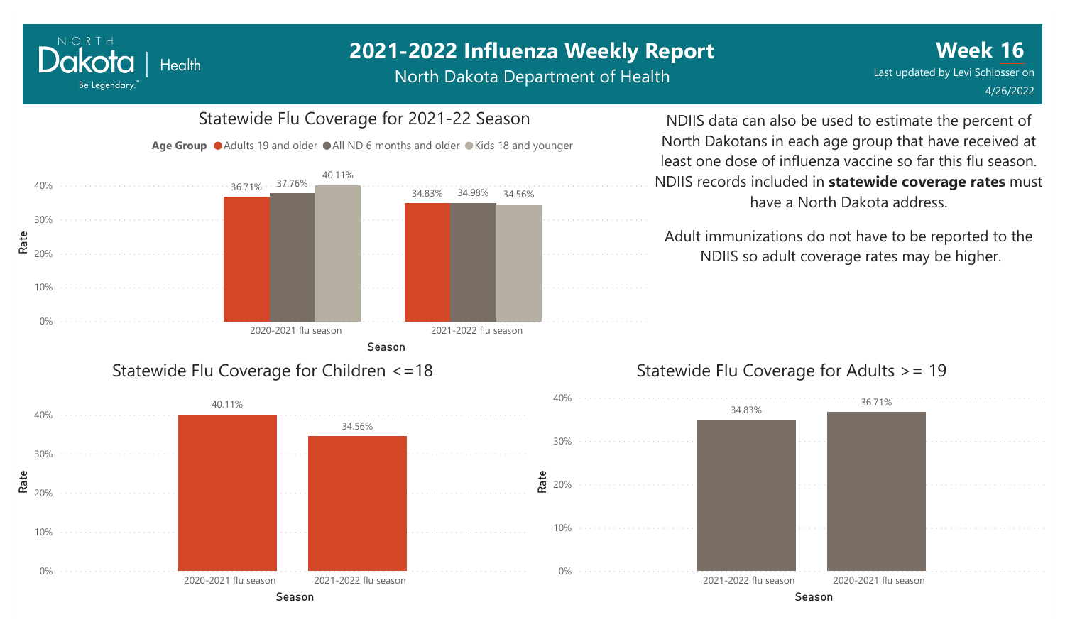# 2021-2022 Influenza Weekly Report

North Dakota Department of Health

**Week 16**

Last updated by Levi Schlosser on 4/26/2022

## Statewide Flu Coverage for 2021-22 Season

| Season | Adults 19 and older | All ND 6 months and older | Kids 18 and younger |
| --- | --- | --- | --- |
| 2020-2021 flu season | 36.71% | 37.76% | 40.11% |
| 2021-2022 flu season | 34.83% | 34.98% | 34.56% |

NDIIS data can also be used to estimate the percent of North Dakotans in each age group that have received at least one dose of influenza vaccine so far this flu season. NDIIS records included in **statewide coverage rates** must have a North Dakota address.

Adult immunizations do not have to be reported to the NDIIS so adult coverage rates may be higher.

## Statewide Flu Coverage for Children <=18

| Season | Rate |
| --- | --- |
| 2020-2021 flu season | 40.11% |
| 2021-2022 flu season | 34.56% |

## Statewide Flu Coverage for Adults >= 19

| Season | Rate |
| --- | --- |
| 2021-2022 flu season | 34.83% |
| 2020-2021 flu season | 36.71% |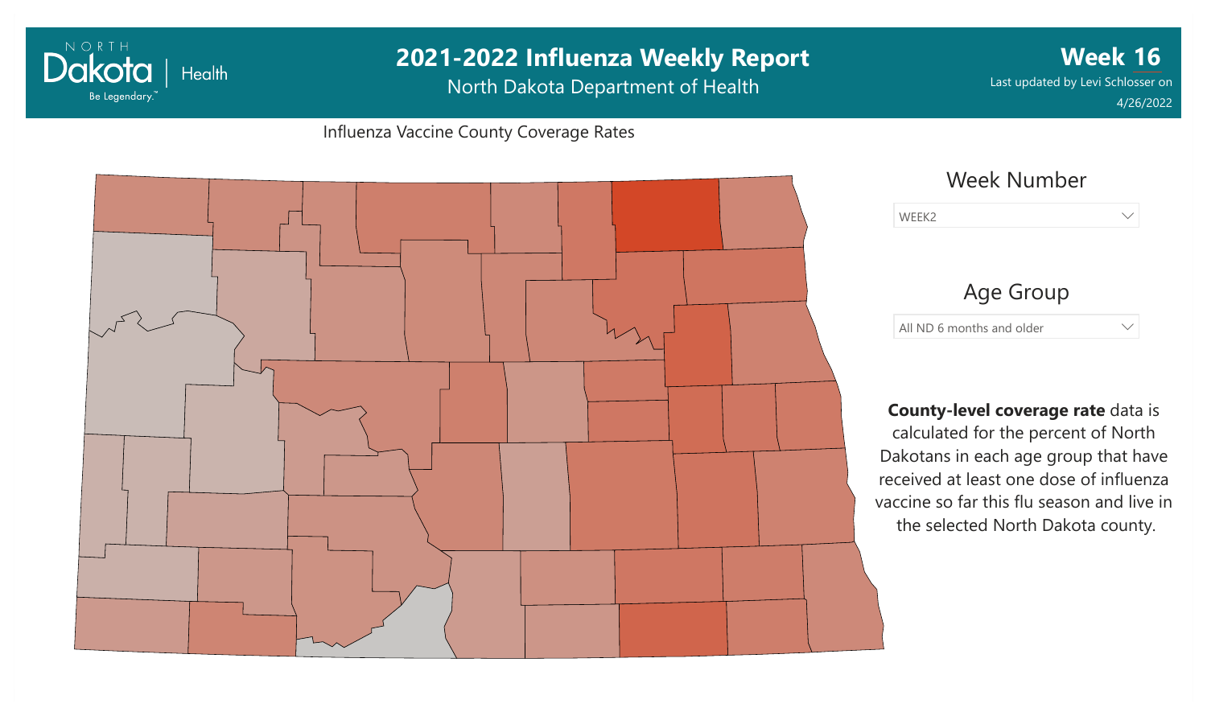# 2021-2022 Influenza Weekly Report

North Dakota Department of Health

**Week 16**

Last updated by Levi Schlosser on 4/26/2022

Influenza Vaccine County Coverage Rates

Week Number

WEEK2

Age Group

All ND 6 months and older

**County-level coverage rate** data is calculated for the percent of North Dakotans in each age group that have received at least one dose of influenza vaccine so far this flu season and live in the selected North Dakota county.